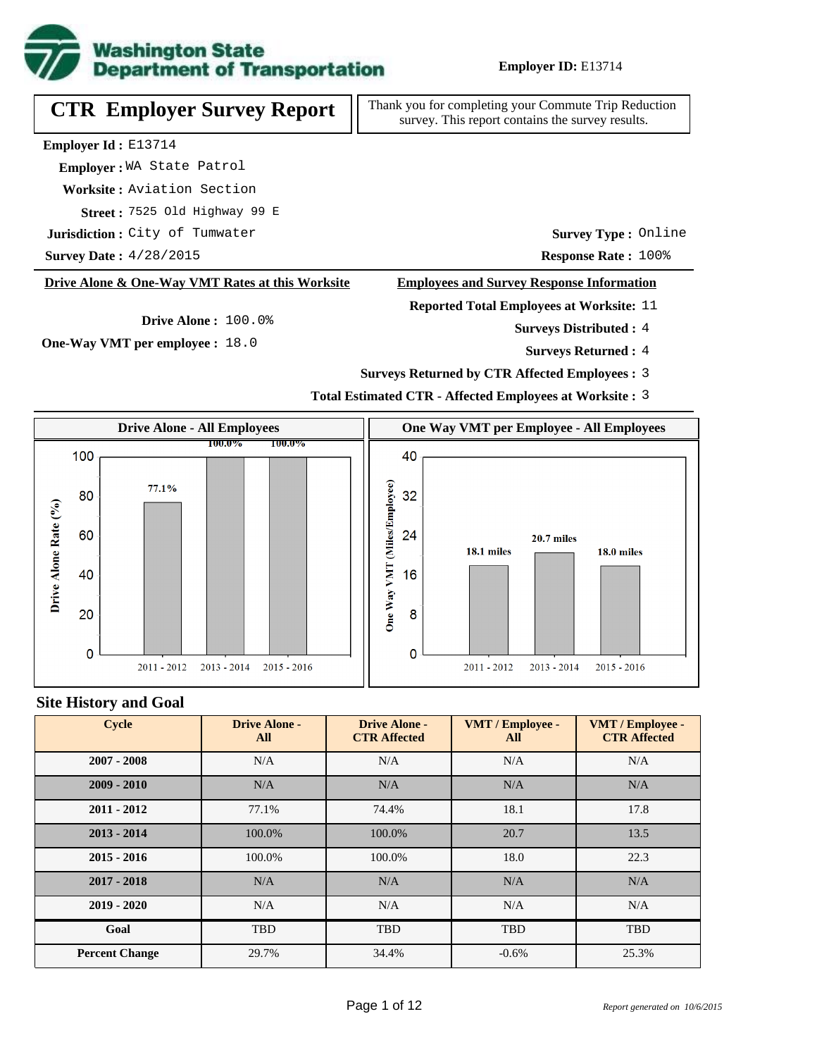Washington State Department of Transportation

**Employer ID:** E13714

# CTR Employer Survey Report

Thank you for completing your Commute Trip Reduction survey. This report contains the survey results.

**Employer Id :** E13714
**Employer :** WA State Patrol
**Worksite :** Aviation Section
**Street :** 7525 Old Highway 99 E
**Jurisdiction :** City of Tumwater
**Survey Date :** 4/28/2015

**Survey Type :** Online
**Response Rate :** 100%

## Drive Alone & One-Way VMT Rates at this Worksite

**Drive Alone :** 100.0%
**One-Way VMT per employee :** 18.0

## Employees and Survey Response Information

**Reported Total Employees at Worksite:** 11
**Surveys Distributed :** 4
**Surveys Returned :** 4
**Surveys Returned by CTR Affected Employees :** 3
**Total Estimated CTR - Affected Employees at Worksite :** 3

**Drive Alone - All Employees**

| Cycle | Drive Alone Rate (%) |
|---|---|
| 2011 - 2012 | 77.1% |
| 2013 - 2014 | 100.0% |
| 2015 - 2016 | 100.0% |

**One Way VMT per Employee - All Employees**

| Cycle | One Way VMT (Miles/Employee) |
|---|---|
| 2011 - 2012 | 18.1 miles |
| 2013 - 2014 | 20.7 miles |
| 2015 - 2016 | 18.0 miles |

## Site History and Goal

| Cycle | Drive Alone - All | Drive Alone - CTR Affected | VMT / Employee - All | VMT / Employee - CTR Affected |
|---|---|---|---|---|
| 2007 - 2008 | N/A | N/A | N/A | N/A |
| 2009 - 2010 | N/A | N/A | N/A | N/A |
| 2011 - 2012 | 77.1% | 74.4% | 18.1 | 17.8 |
| 2013 - 2014 | 100.0% | 100.0% | 20.7 | 13.5 |
| 2015 - 2016 | 100.0% | 100.0% | 18.0 | 22.3 |
| 2017 - 2018 | N/A | N/A | N/A | N/A |
| 2019 - 2020 | N/A | N/A | N/A | N/A |
| Goal | TBD | TBD | TBD | TBD |
| Percent Change | 29.7% | 34.4% | -0.6% | 25.3% |

*Report generated on 10/6/2015*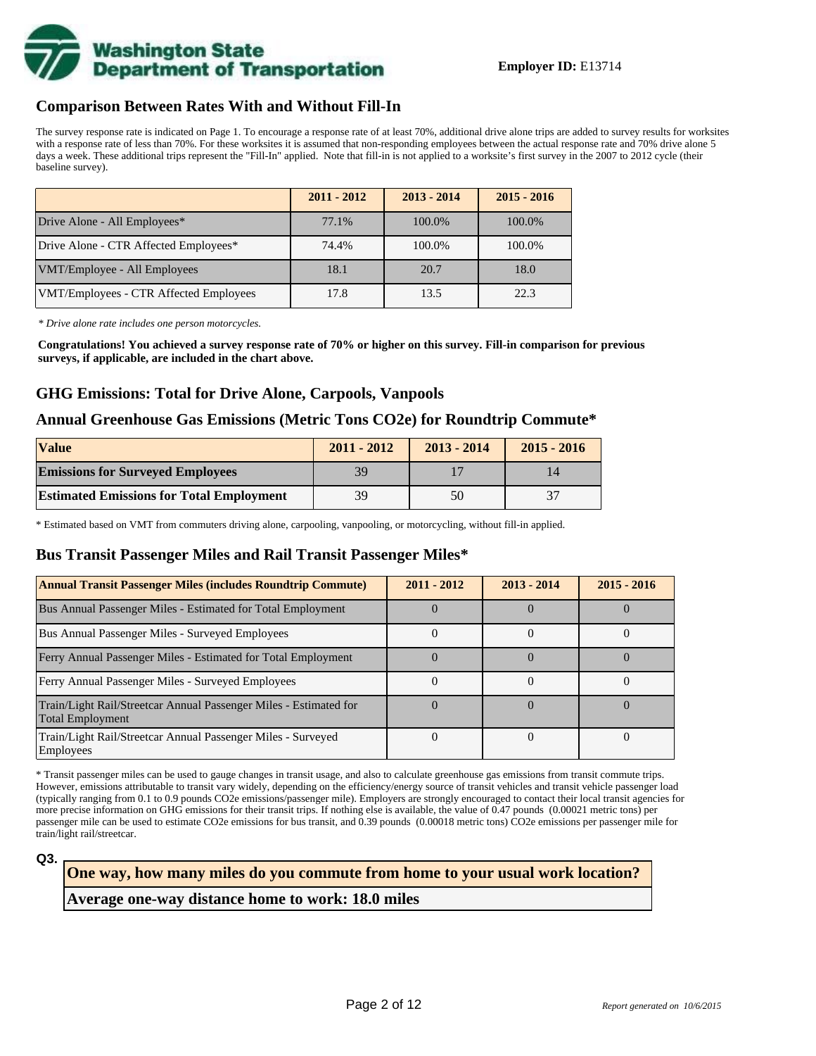**Employer ID:** E13714

## Comparison Between Rates With and Without Fill-In

The survey response rate is indicated on Page 1. To encourage a response rate of at least 70%, additional drive alone trips are added to survey results for worksites with a response rate of less than 70%. For these worksites it is assumed that non-responding employees between the actual response rate and 70% drive alone 5 days a week. These additional trips represent the "Fill-In" applied. Note that fill-in is not applied to a worksite's first survey in the 2007 to 2012 cycle (their baseline survey).

| | 2011 - 2012 | 2013 - 2014 | 2015 - 2016 |
|---|---|---|---|
| Drive Alone - All Employees* | 77.1% | 100.0% | 100.0% |
| Drive Alone - CTR Affected Employees* | 74.4% | 100.0% | 100.0% |
| VMT/Employee - All Employees | 18.1 | 20.7 | 18.0 |
| VMT/Employees - CTR Affected Employees | 17.8 | 13.5 | 22.3 |

*\* Drive alone rate includes one person motorcycles.*

**Congratulations! You achieved a survey response rate of 70% or higher on this survey. Fill-in comparison for previous surveys, if applicable, are included in the chart above.**

## GHG Emissions: Total for Drive Alone, Carpools, Vanpools

### Annual Greenhouse Gas Emissions (Metric Tons CO2e) for Roundtrip Commute*

| Value | 2011 - 2012 | 2013 - 2014 | 2015 - 2016 |
|---|---|---|---|
| **Emissions for Surveyed Employees** | 39 | 17 | 14 |
| **Estimated Emissions for Total Employment** | 39 | 50 | 37 |

\* Estimated based on VMT from commuters driving alone, carpooling, vanpooling, or motorcycling, without fill-in applied.

## Bus Transit Passenger Miles and Rail Transit Passenger Miles*

| Annual Transit Passenger Miles (includes Roundtrip Commute) | 2011 - 2012 | 2013 - 2014 | 2015 - 2016 |
|---|---|---|---|
| Bus Annual Passenger Miles - Estimated for Total Employment | 0 | 0 | 0 |
| Bus Annual Passenger Miles - Surveyed Employees | 0 | 0 | 0 |
| Ferry Annual Passenger Miles - Estimated for Total Employment | 0 | 0 | 0 |
| Ferry Annual Passenger Miles - Surveyed Employees | 0 | 0 | 0 |
| Train/Light Rail/Streetcar Annual Passenger Miles - Estimated for Total Employment | 0 | 0 | 0 |
| Train/Light Rail/Streetcar Annual Passenger Miles - Surveyed Employees | 0 | 0 | 0 |

\* Transit passenger miles can be used to gauge changes in transit usage, and also to calculate greenhouse gas emissions from transit commute trips. However, emissions attributable to transit vary widely, depending on the efficiency/energy source of transit vehicles and transit vehicle passenger load (typically ranging from 0.1 to 0.9 pounds CO2e emissions/passenger mile). Employers are strongly encouraged to contact their local transit agencies for more precise information on GHG emissions for their transit trips. If nothing else is available, the value of 0.47 pounds (0.00021 metric tons) per passenger mile can be used to estimate CO2e emissions for bus transit, and 0.39 pounds (0.00018 metric tons) CO2e emissions per passenger mile for train/light rail/streetcar.

**Q3.**

| **One way, how many miles do you commute from home to your usual work location?** |
|---|
| **Average one-way distance home to work: 18.0 miles** |

*Report generated on 10/6/2015*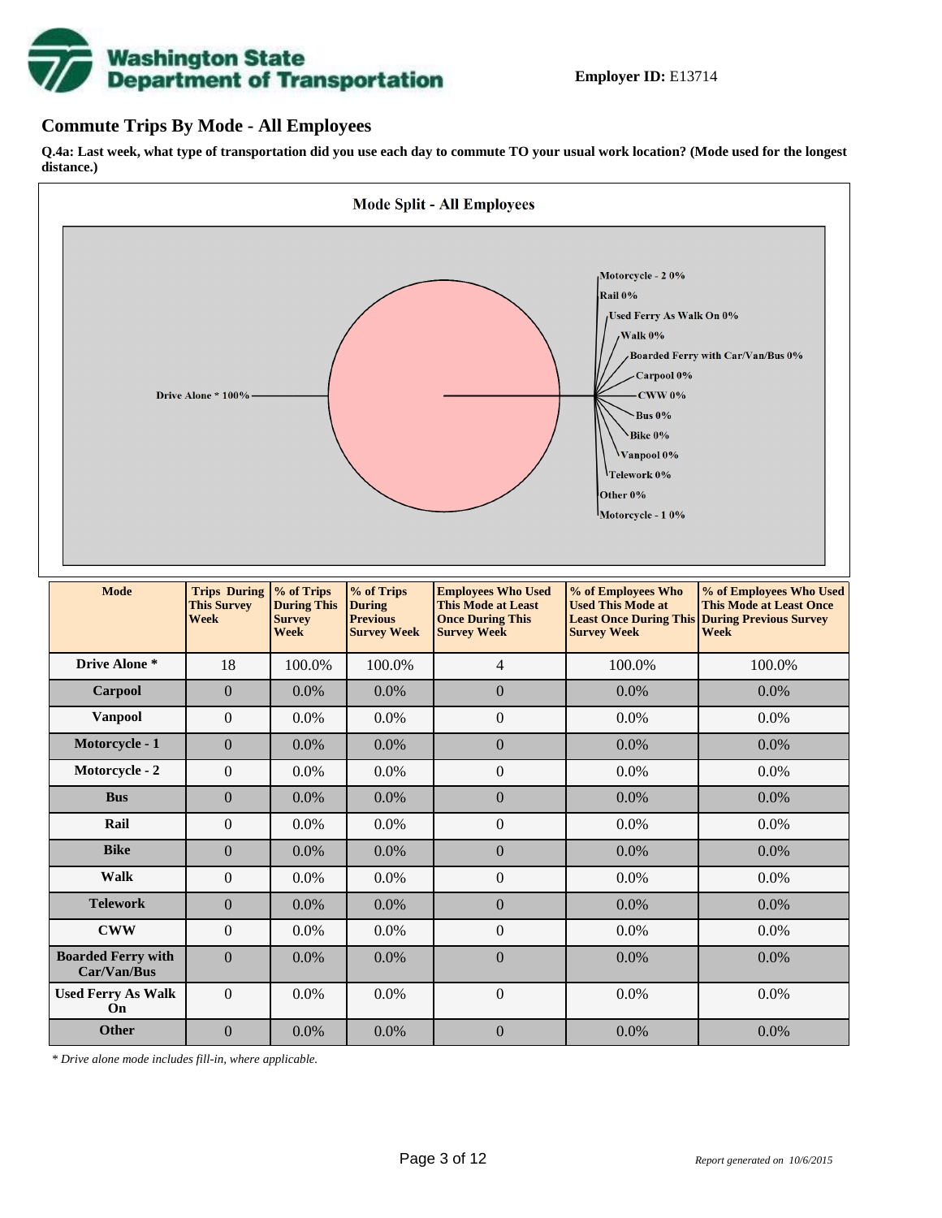**Employer ID:** E13714

## Commute Trips By Mode - All Employees

**Q.4a: Last week, what type of transportation did you use each day to commute TO your usual work location? (Mode used for the longest distance.)**

Mode Split - All Employees

Drive Alone * 100%
Motorcycle - 2 0%
Rail 0%
Used Ferry As Walk On 0%
Walk 0%
Boarded Ferry with Car/Van/Bus 0%
Carpool 0%
CWW 0%
Bus 0%
Bike 0%
Vanpool 0%
Telework 0%
Other 0%
Motorcycle - 1 0%

| Mode | Trips During This Survey Week | % of Trips During This Survey Week | % of Trips During Previous Survey Week | Employees Who Used This Mode at Least Once During This Survey Week | % of Employees Who Used This Mode at Least Once During This Survey Week | % of Employees Who Used This Mode at Least Once During Previous Survey Week |
|---|---|---|---|---|---|---|
| Drive Alone * | 18 | 100.0% | 100.0% | 4 | 100.0% | 100.0% |
| Carpool | 0 | 0.0% | 0.0% | 0 | 0.0% | 0.0% |
| Vanpool | 0 | 0.0% | 0.0% | 0 | 0.0% | 0.0% |
| Motorcycle - 1 | 0 | 0.0% | 0.0% | 0 | 0.0% | 0.0% |
| Motorcycle - 2 | 0 | 0.0% | 0.0% | 0 | 0.0% | 0.0% |
| Bus | 0 | 0.0% | 0.0% | 0 | 0.0% | 0.0% |
| Rail | 0 | 0.0% | 0.0% | 0 | 0.0% | 0.0% |
| Bike | 0 | 0.0% | 0.0% | 0 | 0.0% | 0.0% |
| Walk | 0 | 0.0% | 0.0% | 0 | 0.0% | 0.0% |
| Telework | 0 | 0.0% | 0.0% | 0 | 0.0% | 0.0% |
| CWW | 0 | 0.0% | 0.0% | 0 | 0.0% | 0.0% |
| Boarded Ferry with Car/Van/Bus | 0 | 0.0% | 0.0% | 0 | 0.0% | 0.0% |
| Used Ferry As Walk On | 0 | 0.0% | 0.0% | 0 | 0.0% | 0.0% |
| Other | 0 | 0.0% | 0.0% | 0 | 0.0% | 0.0% |

*\* Drive alone mode includes fill-in, where applicable.*

*Report generated on 10/6/2015*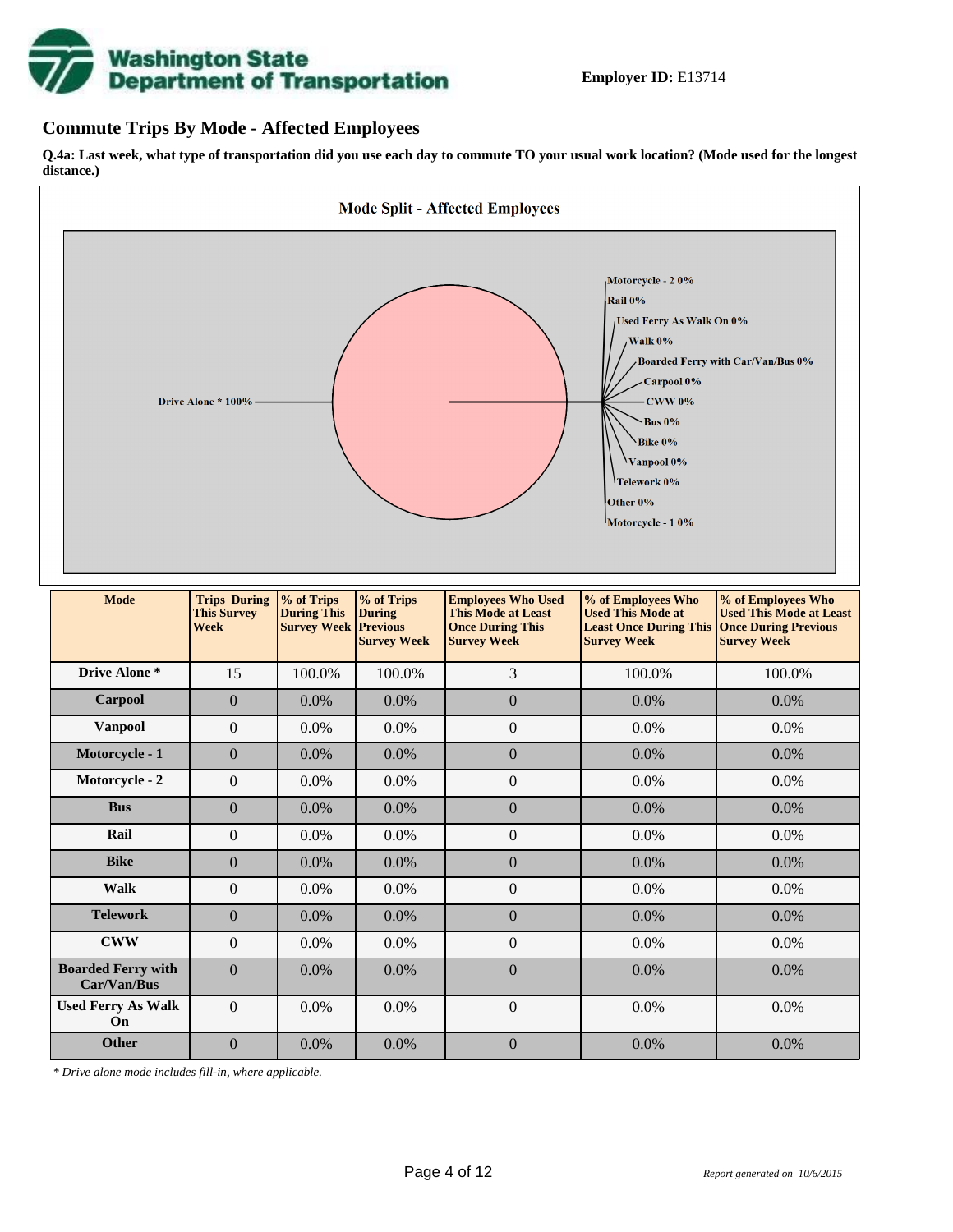**Employer ID:** E13714

## Commute Trips By Mode - Affected Employees

**Q.4a: Last week, what type of transportation did you use each day to commute TO your usual work location? (Mode used for the longest distance.)**

**Mode Split - Affected Employees**

Drive Alone * 100%
Motorcycle - 2 0%
Rail 0%
Used Ferry As Walk On 0%
Walk 0%
Boarded Ferry with Car/Van/Bus 0%
Carpool 0%
CWW 0%
Bus 0%
Bike 0%
Vanpool 0%
Telework 0%
Other 0%
Motorcycle - 1 0%

| Mode | Trips During This Survey Week | % of Trips During This Survey Week | % of Trips During Previous Survey Week | Employees Who Used This Mode at Least Once During This Survey Week | % of Employees Who Used This Mode at Least Once During This Survey Week | % of Employees Who Used This Mode at Least Once During Previous Survey Week |
|---|---|---|---|---|---|---|
| **Drive Alone *** | 15 | 100.0% | 100.0% | 3 | 100.0% | 100.0% |
| **Carpool** | 0 | 0.0% | 0.0% | 0 | 0.0% | 0.0% |
| **Vanpool** | 0 | 0.0% | 0.0% | 0 | 0.0% | 0.0% |
| **Motorcycle - 1** | 0 | 0.0% | 0.0% | 0 | 0.0% | 0.0% |
| **Motorcycle - 2** | 0 | 0.0% | 0.0% | 0 | 0.0% | 0.0% |
| **Bus** | 0 | 0.0% | 0.0% | 0 | 0.0% | 0.0% |
| **Rail** | 0 | 0.0% | 0.0% | 0 | 0.0% | 0.0% |
| **Bike** | 0 | 0.0% | 0.0% | 0 | 0.0% | 0.0% |
| **Walk** | 0 | 0.0% | 0.0% | 0 | 0.0% | 0.0% |
| **Telework** | 0 | 0.0% | 0.0% | 0 | 0.0% | 0.0% |
| **CWW** | 0 | 0.0% | 0.0% | 0 | 0.0% | 0.0% |
| **Boarded Ferry with Car/Van/Bus** | 0 | 0.0% | 0.0% | 0 | 0.0% | 0.0% |
| **Used Ferry As Walk On** | 0 | 0.0% | 0.0% | 0 | 0.0% | 0.0% |
| **Other** | 0 | 0.0% | 0.0% | 0 | 0.0% | 0.0% |

*\* Drive alone mode includes fill-in, where applicable.*

*Report generated on 10/6/2015*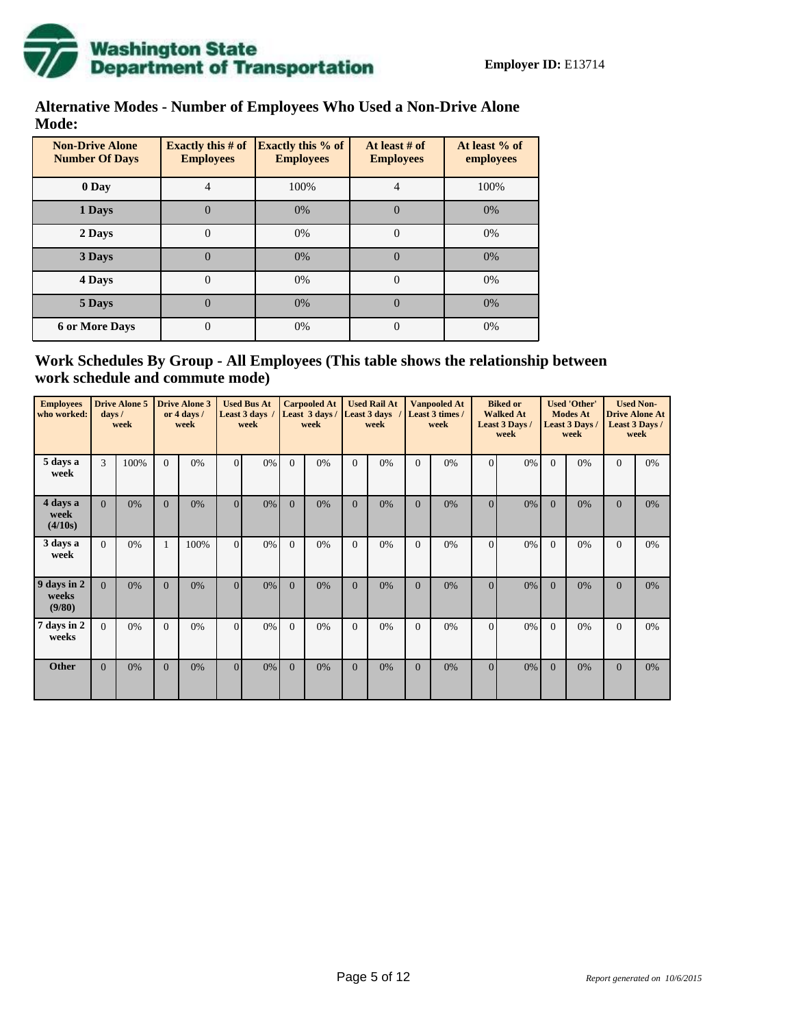**Employer ID:** E13714

## Alternative Modes - Number of Employees Who Used a Non-Drive Alone Mode:

| Non-Drive Alone Number Of Days | Exactly this # of Employees | Exactly this % of Employees | At least # of Employees | At least % of employees |
|---|---|---|---|---|
| 0 Day | 4 | 100% | 4 | 100% |
| 1 Days | 0 | 0% | 0 | 0% |
| 2 Days | 0 | 0% | 0 | 0% |
| 3 Days | 0 | 0% | 0 | 0% |
| 4 Days | 0 | 0% | 0 | 0% |
| 5 Days | 0 | 0% | 0 | 0% |
| 6 or More Days | 0 | 0% | 0 | 0% |

## Work Schedules By Group - All Employees (This table shows the relationship between work schedule and commute mode)

| Employees who worked: | Drive Alone 5 days / week | | Drive Alone 3 or 4 days / week | | Used Bus At Least 3 days / week | | Carpooled At Least 3 days / week | | Used Rail At Least 3 days / week | | Vanpooled At Least 3 times / week | | Biked or Walked At Least 3 Days / week | | Used 'Other' Modes At Least 3 Days / week | | Used Non-Drive Alone At Least 3 Days / week | |
|---|---|---|---|---|---|---|---|---|---|---|---|---|---|---|---|---|---|---|
| 5 days a week | 3 | 100% | 0 | 0% | 0 | 0% | 0 | 0% | 0 | 0% | 0 | 0% | 0 | 0% | 0 | 0% | 0 | 0% |
| 4 days a week (4/10s) | 0 | 0% | 0 | 0% | 0 | 0% | 0 | 0% | 0 | 0% | 0 | 0% | 0 | 0% | 0 | 0% | 0 | 0% |
| 3 days a week | 0 | 0% | 1 | 100% | 0 | 0% | 0 | 0% | 0 | 0% | 0 | 0% | 0 | 0% | 0 | 0% | 0 | 0% |
| 9 days in 2 weeks (9/80) | 0 | 0% | 0 | 0% | 0 | 0% | 0 | 0% | 0 | 0% | 0 | 0% | 0 | 0% | 0 | 0% | 0 | 0% |
| 7 days in 2 weeks | 0 | 0% | 0 | 0% | 0 | 0% | 0 | 0% | 0 | 0% | 0 | 0% | 0 | 0% | 0 | 0% | 0 | 0% |
| Other | 0 | 0% | 0 | 0% | 0 | 0% | 0 | 0% | 0 | 0% | 0 | 0% | 0 | 0% | 0 | 0% | 0 | 0% |

*Report generated on 10/6/2015*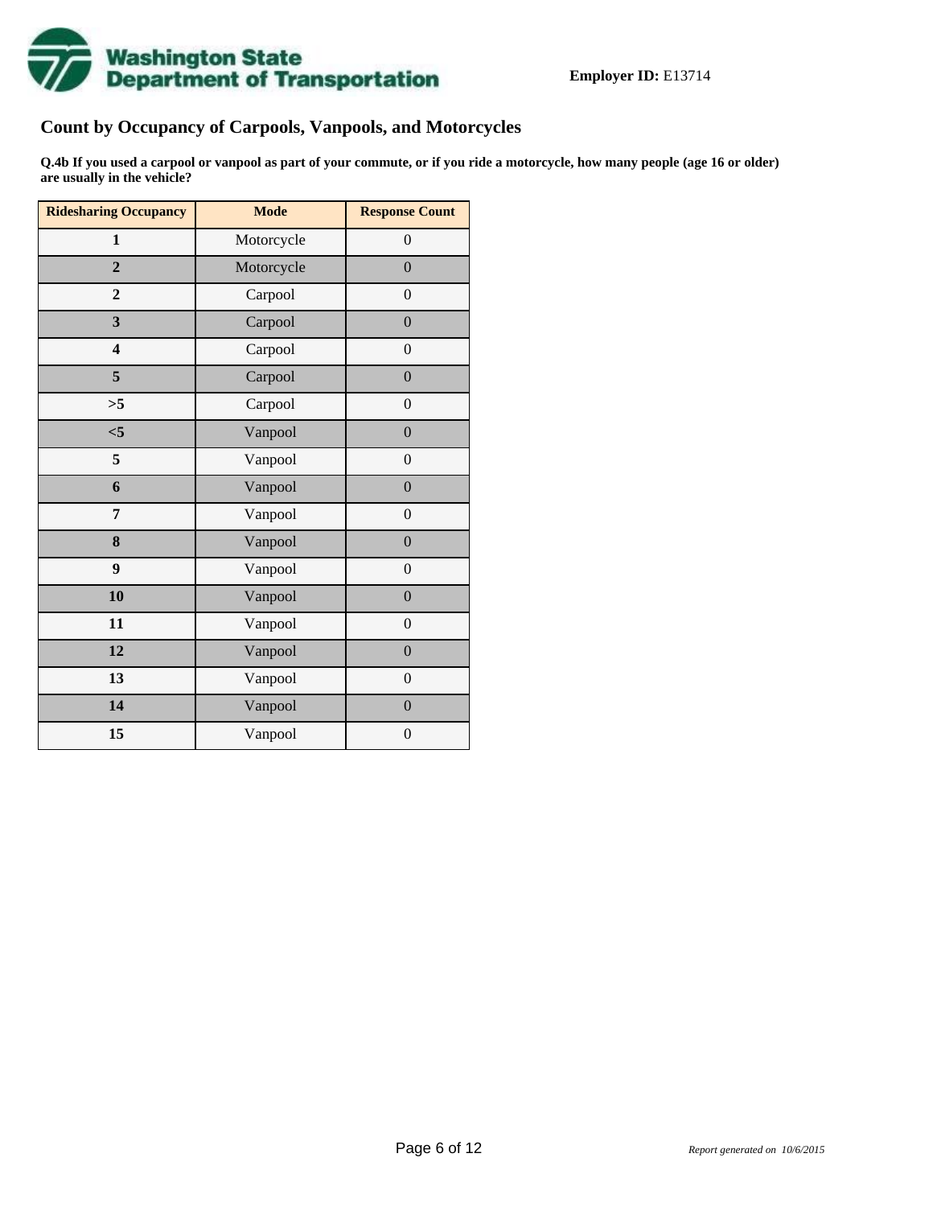**Employer ID:** E13714

## Count by Occupancy of Carpools, Vanpools, and Motorcycles

**Q.4b If you used a carpool or vanpool as part of your commute, or if you ride a motorcycle, how many people (age 16 or older) are usually in the vehicle?**

| Ridesharing Occupancy | Mode | Response Count |
|---|---|---|
| **1** | Motorcycle | 0 |
| **2** | Motorcycle | 0 |
| **2** | Carpool | 0 |
| **3** | Carpool | 0 |
| **4** | Carpool | 0 |
| **5** | Carpool | 0 |
| **>5** | Carpool | 0 |
| **<5** | Vanpool | 0 |
| **5** | Vanpool | 0 |
| **6** | Vanpool | 0 |
| **7** | Vanpool | 0 |
| **8** | Vanpool | 0 |
| **9** | Vanpool | 0 |
| **10** | Vanpool | 0 |
| **11** | Vanpool | 0 |
| **12** | Vanpool | 0 |
| **13** | Vanpool | 0 |
| **14** | Vanpool | 0 |
| **15** | Vanpool | 0 |

*Report generated on 10/6/2015*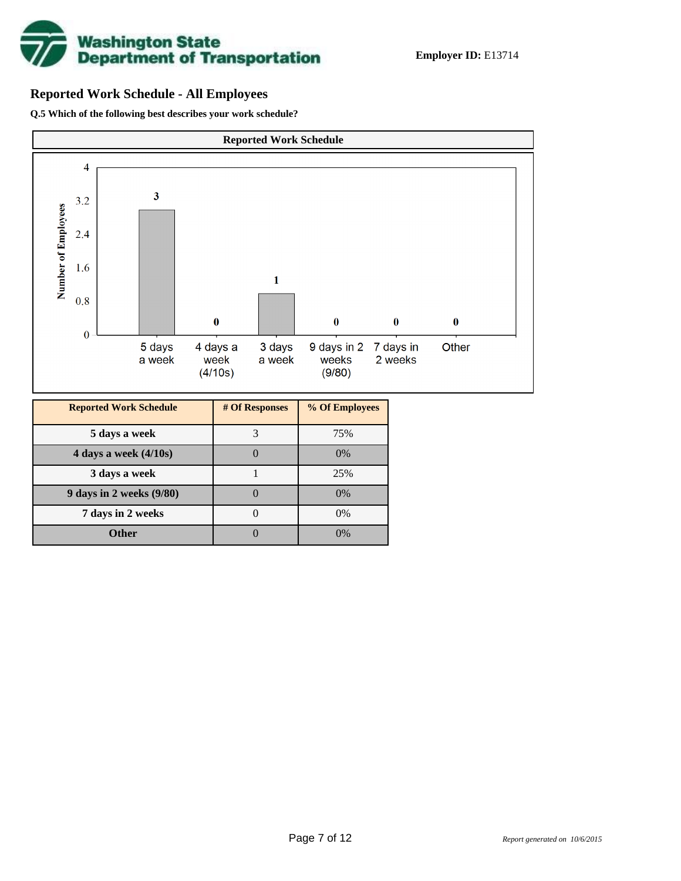Washington State Department of Transportation

**Employer ID:** E13714

## Reported Work Schedule - All Employees

**Q.5 Which of the following best describes your work schedule?**

| Reported Work Schedule | # Of Responses | % Of Employees |
|---|---|---|
| 5 days a week | 3 | 75% |
| 4 days a week (4/10s) | 0 | 0% |
| 3 days a week | 1 | 25% |
| 9 days in 2 weeks (9/80) | 0 | 0% |
| 7 days in 2 weeks | 0 | 0% |
| Other | 0 | 0% |

*Report generated on 10/6/2015*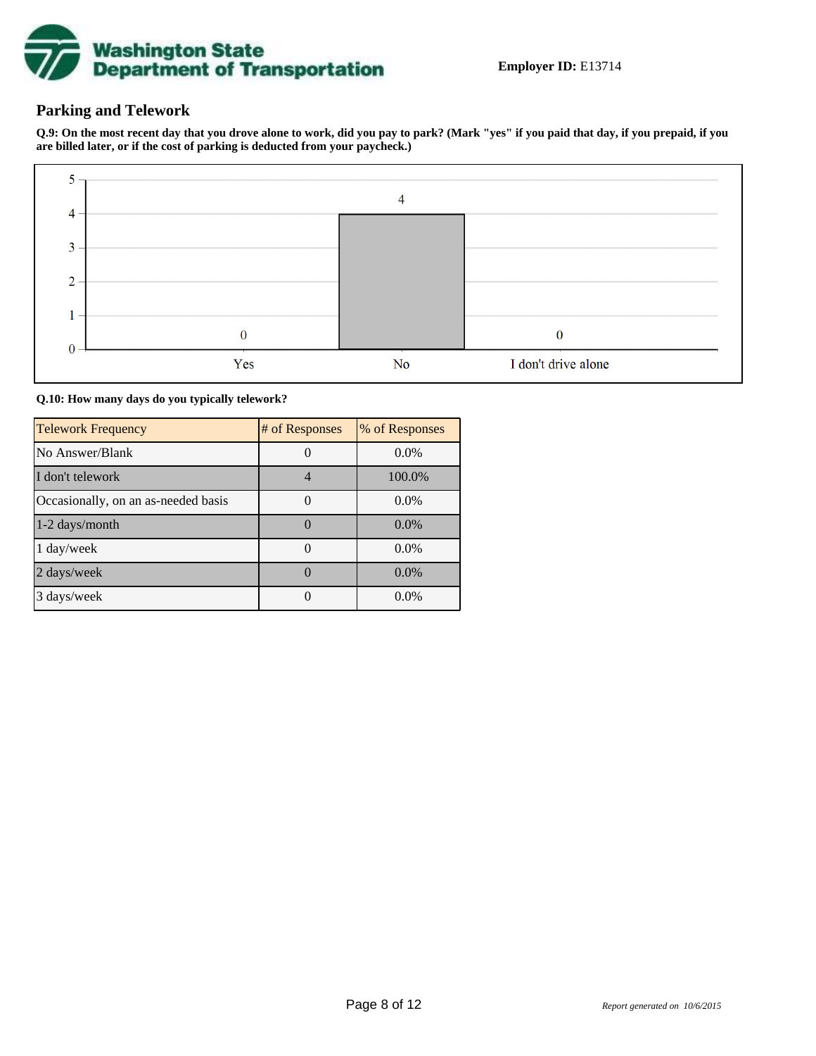**Employer ID:** E13714

## Parking and Telework

**Q.9: On the most recent day that you drove alone to work, did you pay to park? (Mark "yes" if you paid that day, if you prepaid, if you are billed later, or if the cost of parking is deducted from your paycheck.)**

| Response | Count |
|---|---|
| Yes | 0 |
| No | 4 |
| I don't drive alone | 0 |

**Q.10: How many days do you typically telework?**

| Telework Frequency | # of Responses | % of Responses |
|---|---|---|
| No Answer/Blank | 0 | 0.0% |
| I don't telework | 4 | 100.0% |
| Occasionally, on an as-needed basis | 0 | 0.0% |
| 1-2 days/month | 0 | 0.0% |
| 1 day/week | 0 | 0.0% |
| 2 days/week | 0 | 0.0% |
| 3 days/week | 0 | 0.0% |

*Report generated on 10/6/2015*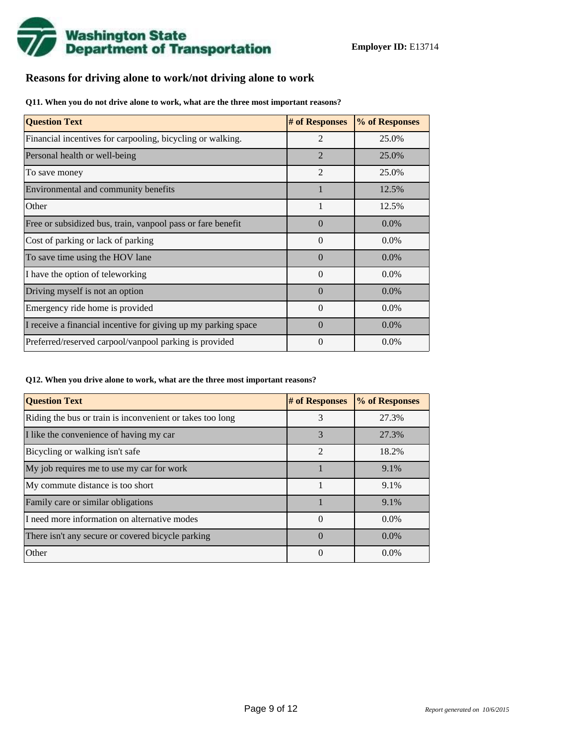**Employer ID:** E13714

## Reasons for driving alone to work/not driving alone to work

**Q11. When you do not drive alone to work, what are the three most important reasons?**

| Question Text | # of Responses | % of Responses |
|---|---|---|
| Financial incentives for carpooling, bicycling or walking. | 2 | 25.0% |
| Personal health or well-being | 2 | 25.0% |
| To save money | 2 | 25.0% |
| Environmental and community benefits | 1 | 12.5% |
| Other | 1 | 12.5% |
| Free or subsidized bus, train, vanpool pass or fare benefit | 0 | 0.0% |
| Cost of parking or lack of parking | 0 | 0.0% |
| To save time using the HOV lane | 0 | 0.0% |
| I have the option of teleworking | 0 | 0.0% |
| Driving myself is not an option | 0 | 0.0% |
| Emergency ride home is provided | 0 | 0.0% |
| I receive a financial incentive for giving up my parking space | 0 | 0.0% |
| Preferred/reserved carpool/vanpool parking is provided | 0 | 0.0% |

**Q12. When you drive alone to work, what are the three most important reasons?**

| Question Text | # of Responses | % of Responses |
|---|---|---|
| Riding the bus or train is inconvenient or takes too long | 3 | 27.3% |
| I like the convenience of having my car | 3 | 27.3% |
| Bicycling or walking isn't safe | 2 | 18.2% |
| My job requires me to use my car for work | 1 | 9.1% |
| My commute distance is too short | 1 | 9.1% |
| Family care or similar obligations | 1 | 9.1% |
| I need more information on alternative modes | 0 | 0.0% |
| There isn't any secure or covered bicycle parking | 0 | 0.0% |
| Other | 0 | 0.0% |

*Report generated on 10/6/2015*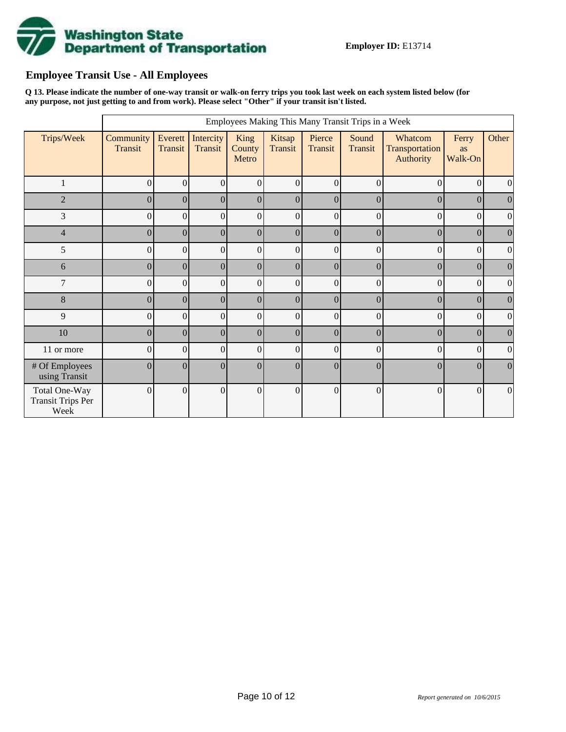**Employer ID:** E13714

## Employee Transit Use - All Employees

**Q 13. Please indicate the number of one-way transit or walk-on ferry trips you took last week on each system listed below (for any purpose, not just getting to and from work). Please select "Other" if your transit isn't listed.**

| | Employees Making This Many Transit Trips in a Week | | | | | | | | | |
|---|---|---|---|---|---|---|---|---|---|---|
| Trips/Week | Community Transit | Everett Transit | Intercity Transit | King County Metro | Kitsap Transit | Pierce Transit | Sound Transit | Whatcom Transportation Authority | Ferry as Walk-On | Other |
| 1 | 0 | 0 | 0 | 0 | 0 | 0 | 0 | 0 | 0 | 0 |
| 2 | 0 | 0 | 0 | 0 | 0 | 0 | 0 | 0 | 0 | 0 |
| 3 | 0 | 0 | 0 | 0 | 0 | 0 | 0 | 0 | 0 | 0 |
| 4 | 0 | 0 | 0 | 0 | 0 | 0 | 0 | 0 | 0 | 0 |
| 5 | 0 | 0 | 0 | 0 | 0 | 0 | 0 | 0 | 0 | 0 |
| 6 | 0 | 0 | 0 | 0 | 0 | 0 | 0 | 0 | 0 | 0 |
| 7 | 0 | 0 | 0 | 0 | 0 | 0 | 0 | 0 | 0 | 0 |
| 8 | 0 | 0 | 0 | 0 | 0 | 0 | 0 | 0 | 0 | 0 |
| 9 | 0 | 0 | 0 | 0 | 0 | 0 | 0 | 0 | 0 | 0 |
| 10 | 0 | 0 | 0 | 0 | 0 | 0 | 0 | 0 | 0 | 0 |
| 11 or more | 0 | 0 | 0 | 0 | 0 | 0 | 0 | 0 | 0 | 0 |
| # Of Employees using Transit | 0 | 0 | 0 | 0 | 0 | 0 | 0 | 0 | 0 | 0 |
| Total One-Way Transit Trips Per Week | 0 | 0 | 0 | 0 | 0 | 0 | 0 | 0 | 0 | 0 |

*Report generated on 10/6/2015*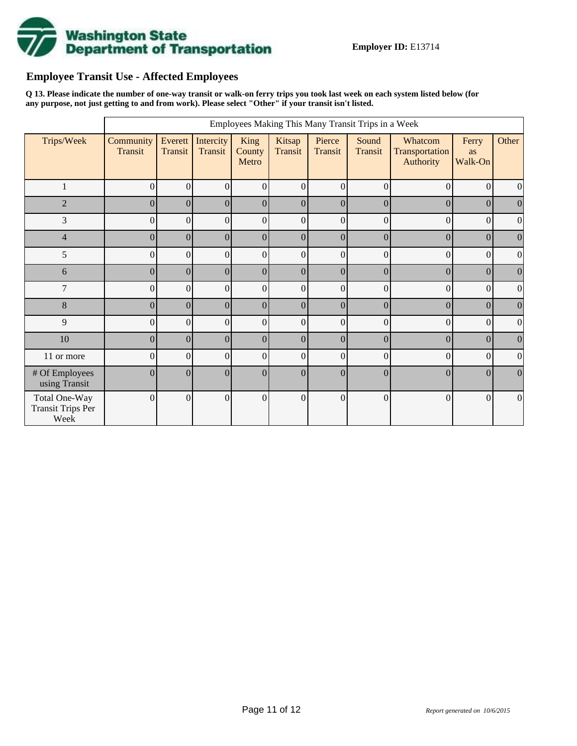**Employer ID:** E13714

## Employee Transit Use - Affected Employees

**Q 13. Please indicate the number of one-way transit or walk-on ferry trips you took last week on each system listed below (for any purpose, not just getting to and from work). Please select "Other" if your transit isn't listed.**

| | Employees Making This Many Transit Trips in a Week | | | | | | | | | |
|---|---|---|---|---|---|---|---|---|---|---|
| Trips/Week | Community Transit | Everett Transit | Intercity Transit | King County Metro | Kitsap Transit | Pierce Transit | Sound Transit | Whatcom Transportation Authority | Ferry as Walk-On | Other |
| 1 | 0 | 0 | 0 | 0 | 0 | 0 | 0 | 0 | 0 | 0 |
| 2 | 0 | 0 | 0 | 0 | 0 | 0 | 0 | 0 | 0 | 0 |
| 3 | 0 | 0 | 0 | 0 | 0 | 0 | 0 | 0 | 0 | 0 |
| 4 | 0 | 0 | 0 | 0 | 0 | 0 | 0 | 0 | 0 | 0 |
| 5 | 0 | 0 | 0 | 0 | 0 | 0 | 0 | 0 | 0 | 0 |
| 6 | 0 | 0 | 0 | 0 | 0 | 0 | 0 | 0 | 0 | 0 |
| 7 | 0 | 0 | 0 | 0 | 0 | 0 | 0 | 0 | 0 | 0 |
| 8 | 0 | 0 | 0 | 0 | 0 | 0 | 0 | 0 | 0 | 0 |
| 9 | 0 | 0 | 0 | 0 | 0 | 0 | 0 | 0 | 0 | 0 |
| 10 | 0 | 0 | 0 | 0 | 0 | 0 | 0 | 0 | 0 | 0 |
| 11 or more | 0 | 0 | 0 | 0 | 0 | 0 | 0 | 0 | 0 | 0 |
| # Of Employees using Transit | 0 | 0 | 0 | 0 | 0 | 0 | 0 | 0 | 0 | 0 |
| Total One-Way Transit Trips Per Week | 0 | 0 | 0 | 0 | 0 | 0 | 0 | 0 | 0 | 0 |

*Report generated on 10/6/2015*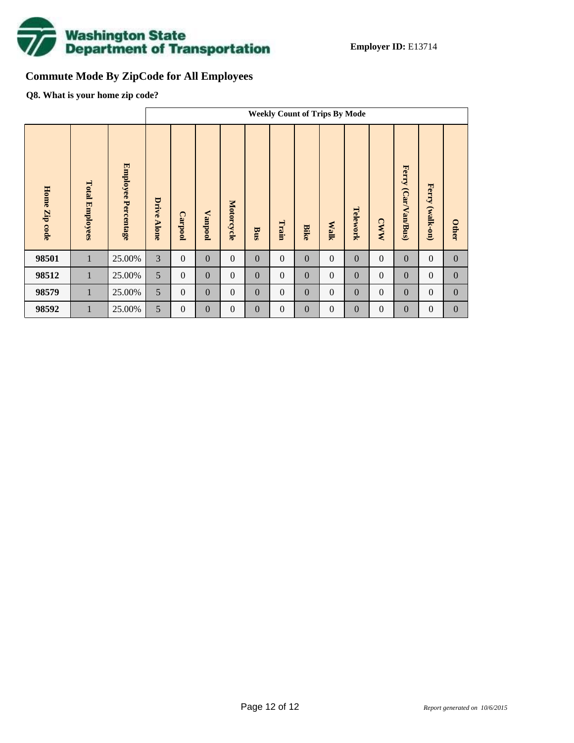**Employer ID:** E13714

## Commute Mode By ZipCode for All Employees

**Q8. What is your home zip code?**

| | | | Weekly Count of Trips By Mode | | | | | | | | | | | | | |
|---|---|---|---|---|---|---|---|---|---|---|---|---|---|---|---|---|
| **Home Zip code** | **Total Employees** | **Employee Percentage** | **Drive Alone** | **Carpool** | **Vanpool** | **Motorcycle** | **Bus** | **Train** | **Bike** | **Walk** | **Telework** | **CWW** | **Ferry (Car/Van/Bus)** | **Ferry (walk-on)** | **Other** |
| **98501** | 1 | 25.00% | 3 | 0 | 0 | 0 | 0 | 0 | 0 | 0 | 0 | 0 | 0 | 0 | 0 |
| **98512** | 1 | 25.00% | 5 | 0 | 0 | 0 | 0 | 0 | 0 | 0 | 0 | 0 | 0 | 0 | 0 |
| **98579** | 1 | 25.00% | 5 | 0 | 0 | 0 | 0 | 0 | 0 | 0 | 0 | 0 | 0 | 0 | 0 |
| **98592** | 1 | 25.00% | 5 | 0 | 0 | 0 | 0 | 0 | 0 | 0 | 0 | 0 | 0 | 0 | 0 |

*Report generated on 10/6/2015*